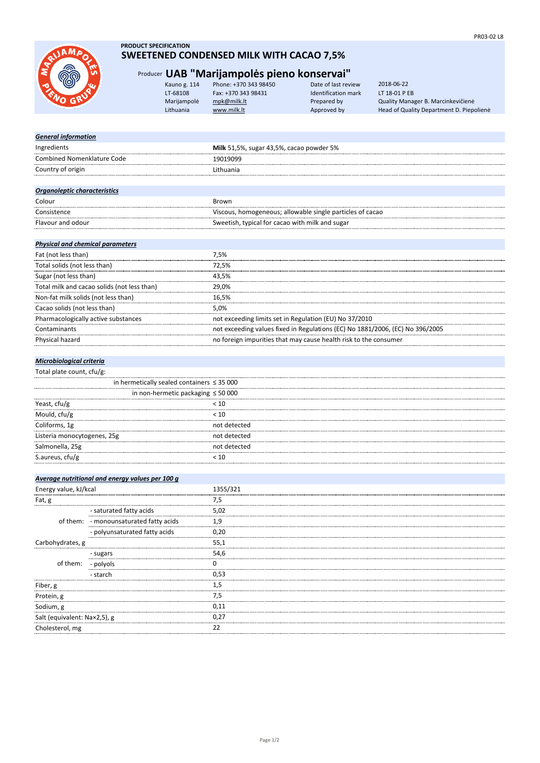PR03-02 L8

**PRODUCT SPECIFICATION**

# SWEETENED CONDENSED MILK WITH CACAO 7,5%

Producer **UAB "Marijampolės pieno konservai"**

| | | | |
|---|---|---|---|
| Kauno g. 114 | Phone: +370 343 98450 | Date of last review | 2018-06-22 |
| LT-68108 | Fax: +370 343 98431 | Identification mark | LT 18-01 P EB |
| Marijampolė | mpk@milk.lt | Prepared by | Quality Manager B. Marcinkevičienė |
| Lithuania | www.milk.lt | Approved by | Head of Quality Department D. Piepolienė |

## *General information*

| | |
|---|---|
| Ingredients | **Milk** 51,5%, sugar 43,5%, cacao powder 5% |
| Combined Nomenklature Code | 19019099 |
| Country of origin | Lithuania |

## *Organoleptic characteristics*

| | |
|---|---|
| Colour | Brown |
| Consistence | Viscous, homogeneous; allowable single particles of cacao |
| Flavour and odour | Sweetish, typical for cacao with milk and sugar |

## *Physical and chemical parameters*

| | |
|---|---|
| Fat (not less than) | 7,5% |
| Total solids (not less than) | 72,5% |
| Sugar (not less than) | 43,5% |
| Total milk and cacao solids (not less than) | 29,0% |
| Non-fat milk solids (not less than) | 16,5% |
| Cacao solids (not less than) | 5,0% |
| Pharmacologically active substances | not exceeding limits set in Regulation (EU) No 37/2010 |
| Contaminants | not exceeding values fixed in Regulations (EC) No 1881/2006, (EC) No 396/2005 |
| Physical hazard | no foreign impurities that may cause health risk to the consumer |

## *Microbiological criteria*

| | |
|---|---|
| Total plate count, cfu/g: | |
| in hermetically sealed containers | ≤ 35 000 |
| in non-hermetic packaging | ≤ 50 000 |
| Yeast, cfu/g | < 10 |
| Mould, cfu/g | < 10 |
| Coliforms, 1g | not detected |
| Listeria monocytogenes, 25g | not detected |
| Salmonella, 25g | not detected |
| S.aureus, cfu/g | < 10 |

## *Average nutritional and energy values per 100 g*

| | | |
|---|---|---|
| Energy value, kJ/kcal | | 1355/321 |
| Fat, g | | 7,5 |
| of them: | - saturated fatty acids | 5,02 |
| | - monounsaturated fatty acids | 1,9 |
| | - polyunsaturated fatty acids | 0,20 |
| Carbohydrates, g | | 55,1 |
| of them: | - sugars | 54,6 |
| | - polyols | 0 |
| | - starch | 0,53 |
| Fiber, g | | 1,5 |
| Protein, g | | 7,5 |
| Sodium, g | | 0,11 |
| Salt (equivalent: Na×2,5), g | | 0,27 |
| Cholesterol, mg | | 22 |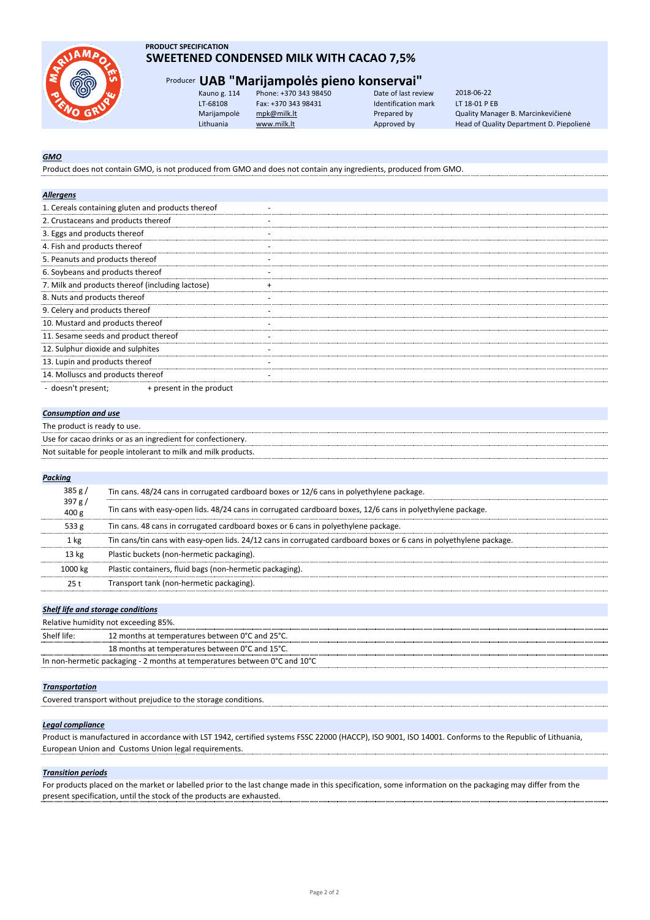PRODUCT SPECIFICATION

# SWEETENED CONDENSED MILK WITH CACAO 7,5%

Producer **UAB "Marijampolės pieno konservai"**

| | | | |
|---|---|---|---|
| Kauno g. 114 | Phone: +370 343 98450 | Date of last review | 2018-06-22 |
| LT-68108 | Fax: +370 343 98431 | Identification mark | LT 18-01 P EB |
| Marijampolė | mpk@milk.lt | Prepared by | Quality Manager B. Marcinkevičienė |
| Lithuania | www.milk.lt | Approved by | Head of Quality Department D. Piepolienė |

***GMO***

Product does not contain GMO, is not produced from GMO and does not contain any ingredients, produced from GMO.

***Allergens***

| | |
|---|---|
| 1. Cereals containing gluten and products thereof | - |
| 2. Crustaceans and products thereof | - |
| 3. Eggs and products thereof | - |
| 4. Fish and products thereof | - |
| 5. Peanuts and products thereof | - |
| 6. Soybeans and products thereof | - |
| 7. Milk and products thereof (including lactose) | + |
| 8. Nuts and products thereof | - |
| 9. Celery and products thereof | - |
| 10. Mustard and products thereof | - |
| 11. Sesame seeds and product thereof | - |
| 12. Sulphur dioxide and sulphites | - |
| 13. Lupin and products thereof | - |
| 14. Molluscs and products thereof | - |

\- doesn't present; + present in the product

***Consumption and use***

The product is ready to use.

Use for cacao drinks or as an ingredient for confectionery.

Not suitable for people intolerant to milk and milk products.

***Packing***

| | |
|---|---|
| 385 g / 397 g / 400 g | Tin cans. 48/24 cans in corrugated cardboard boxes or 12/6 cans in polyethylene package. |
| | Tin cans with easy-open lids. 48/24 cans in corrugated cardboard boxes, 12/6 cans in polyethylene package. |
| 533 g | Tin cans. 48 cans in corrugated cardboard boxes or 6 cans in polyethylene package. |
| 1 kg | Tin cans/tin cans with easy-open lids. 24/12 cans in corrugated cardboard boxes or 6 cans in polyethylene package. |
| 13 kg | Plastic buckets (non-hermetic packaging). |
| 1000 kg | Plastic containers, fluid bags (non-hermetic packaging). |
| 25 t | Transport tank (non-hermetic packaging). |

***Shelf life and storage conditions***

Relative humidity not exceeding 85%.

| | |
|---|---|
| Shelf life: | 12 months at temperatures between 0°C and 25°C. |
| | 18 months at temperatures between 0°C and 15°C. |

In non-hermetic packaging - 2 months at temperatures between 0°C and 10°C

***Transportation***

Covered transport without prejudice to the storage conditions.

***Legal compliance***

Product is manufactured in accordance with LST 1942, certified systems FSSC 22000 (HACCP), ISO 9001, ISO 14001. Conforms to the Republic of Lithuania, European Union and Customs Union legal requirements.

***Transition periods***

For products placed on the market or labelled prior to the last change made in this specification, some information on the packaging may differ from the present specification, until the stock of the products are exhausted.